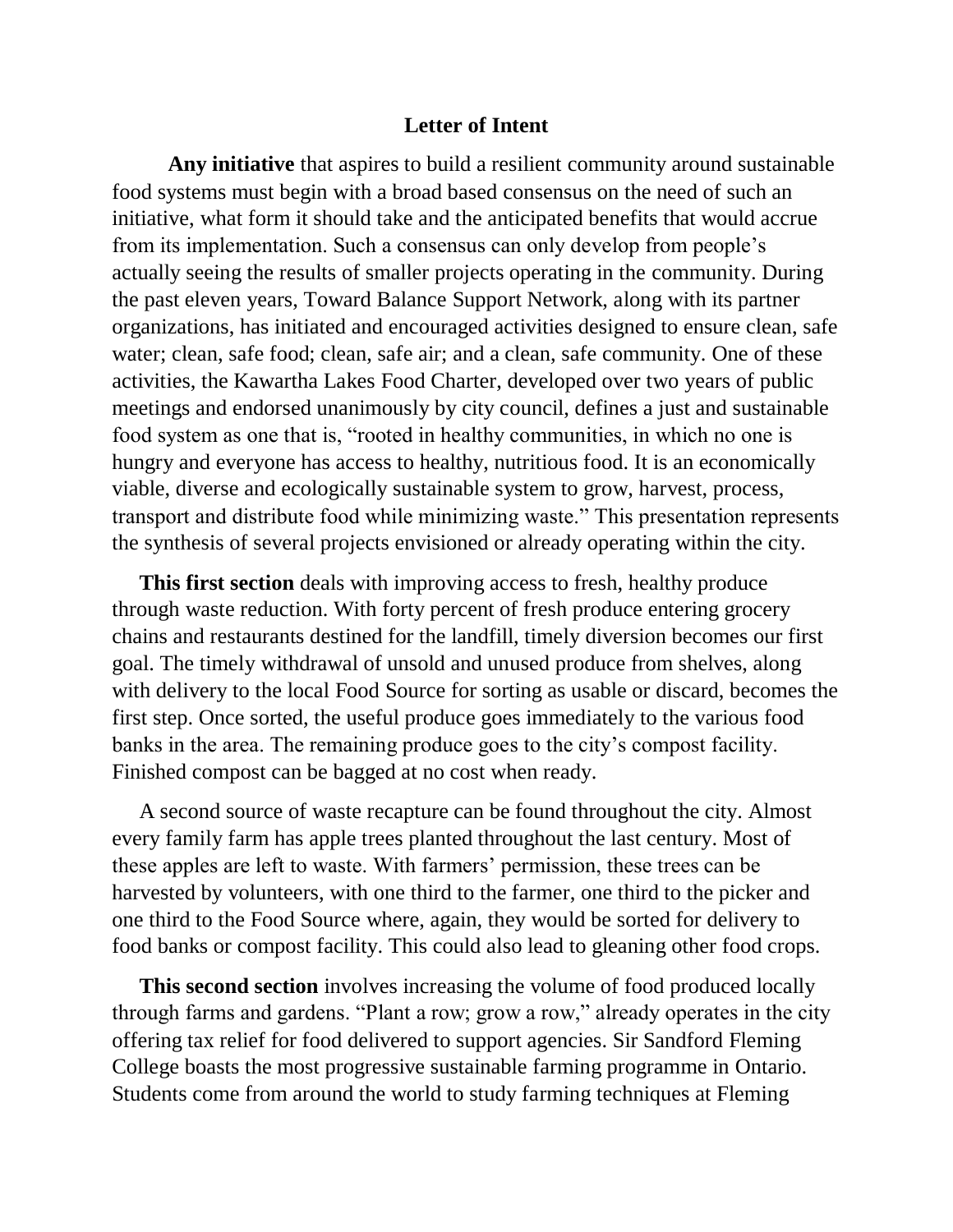# Letter of Intent

**Any initiative** that aspires to build a resilient community around sustainable food systems must begin with a broad based consensus on the need of such an initiative, what form it should take and the anticipated benefits that would accrue from its implementation. Such a consensus can only develop from people's actually seeing the results of smaller projects operating in the community. During the past eleven years, Toward Balance Support Network, along with its partner organizations, has initiated and encouraged activities designed to ensure clean, safe water; clean, safe food; clean, safe air; and a clean, safe community. One of these activities, the Kawartha Lakes Food Charter, developed over two years of public meetings and endorsed unanimously by city council, defines a just and sustainable food system as one that is, "rooted in healthy communities, in which no one is hungry and everyone has access to healthy, nutritious food. It is an economically viable, diverse and ecologically sustainable system to grow, harvest, process, transport and distribute food while minimizing waste." This presentation represents the synthesis of several projects envisioned or already operating within the city.

**This first section** deals with improving access to fresh, healthy produce through waste reduction. With forty percent of fresh produce entering grocery chains and restaurants destined for the landfill, timely diversion becomes our first goal. The timely withdrawal of unsold and unused produce from shelves, along with delivery to the local Food Source for sorting as usable or discard, becomes the first step. Once sorted, the useful produce goes immediately to the various food banks in the area. The remaining produce goes to the city's compost facility. Finished compost can be bagged at no cost when ready.

A second source of waste recapture can be found throughout the city. Almost every family farm has apple trees planted throughout the last century. Most of these apples are left to waste. With farmers' permission, these trees can be harvested by volunteers, with one third to the farmer, one third to the picker and one third to the Food Source where, again, they would be sorted for delivery to food banks or compost facility. This could also lead to gleaning other food crops.

**This second section** involves increasing the volume of food produced locally through farms and gardens. "Plant a row; grow a row," already operates in the city offering tax relief for food delivered to support agencies. Sir Sandford Fleming College boasts the most progressive sustainable farming programme in Ontario. Students come from around the world to study farming techniques at Fleming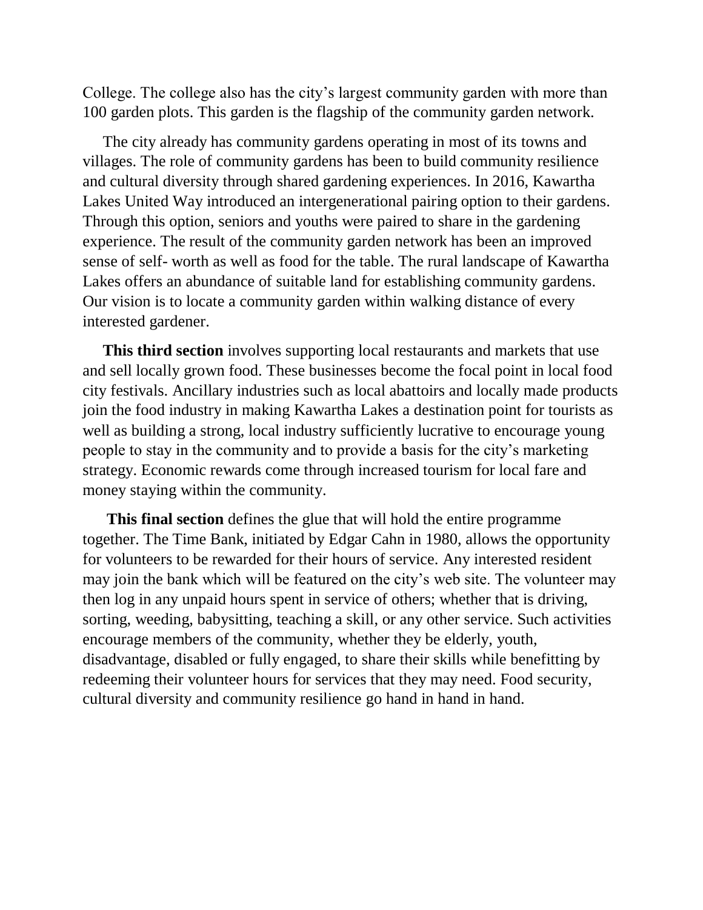College. The college also has the city's largest community garden with more than 100 garden plots. This garden is the flagship of the community garden network.

The city already has community gardens operating in most of its towns and villages. The role of community gardens has been to build community resilience and cultural diversity through shared gardening experiences. In 2016, Kawartha Lakes United Way introduced an intergenerational pairing option to their gardens. Through this option, seniors and youths were paired to share in the gardening experience. The result of the community garden network has been an improved sense of self- worth as well as food for the table. The rural landscape of Kawartha Lakes offers an abundance of suitable land for establishing community gardens. Our vision is to locate a community garden within walking distance of every interested gardener.

**This third section** involves supporting local restaurants and markets that use and sell locally grown food. These businesses become the focal point in local food city festivals. Ancillary industries such as local abattoirs and locally made products join the food industry in making Kawartha Lakes a destination point for tourists as well as building a strong, local industry sufficiently lucrative to encourage young people to stay in the community and to provide a basis for the city's marketing strategy. Economic rewards come through increased tourism for local fare and money staying within the community.

**This final section** defines the glue that will hold the entire programme together. The Time Bank, initiated by Edgar Cahn in 1980, allows the opportunity for volunteers to be rewarded for their hours of service. Any interested resident may join the bank which will be featured on the city's web site. The volunteer may then log in any unpaid hours spent in service of others; whether that is driving, sorting, weeding, babysitting, teaching a skill, or any other service. Such activities encourage members of the community, whether they be elderly, youth, disadvantage, disabled or fully engaged, to share their skills while benefitting by redeeming their volunteer hours for services that they may need. Food security, cultural diversity and community resilience go hand in hand in hand.